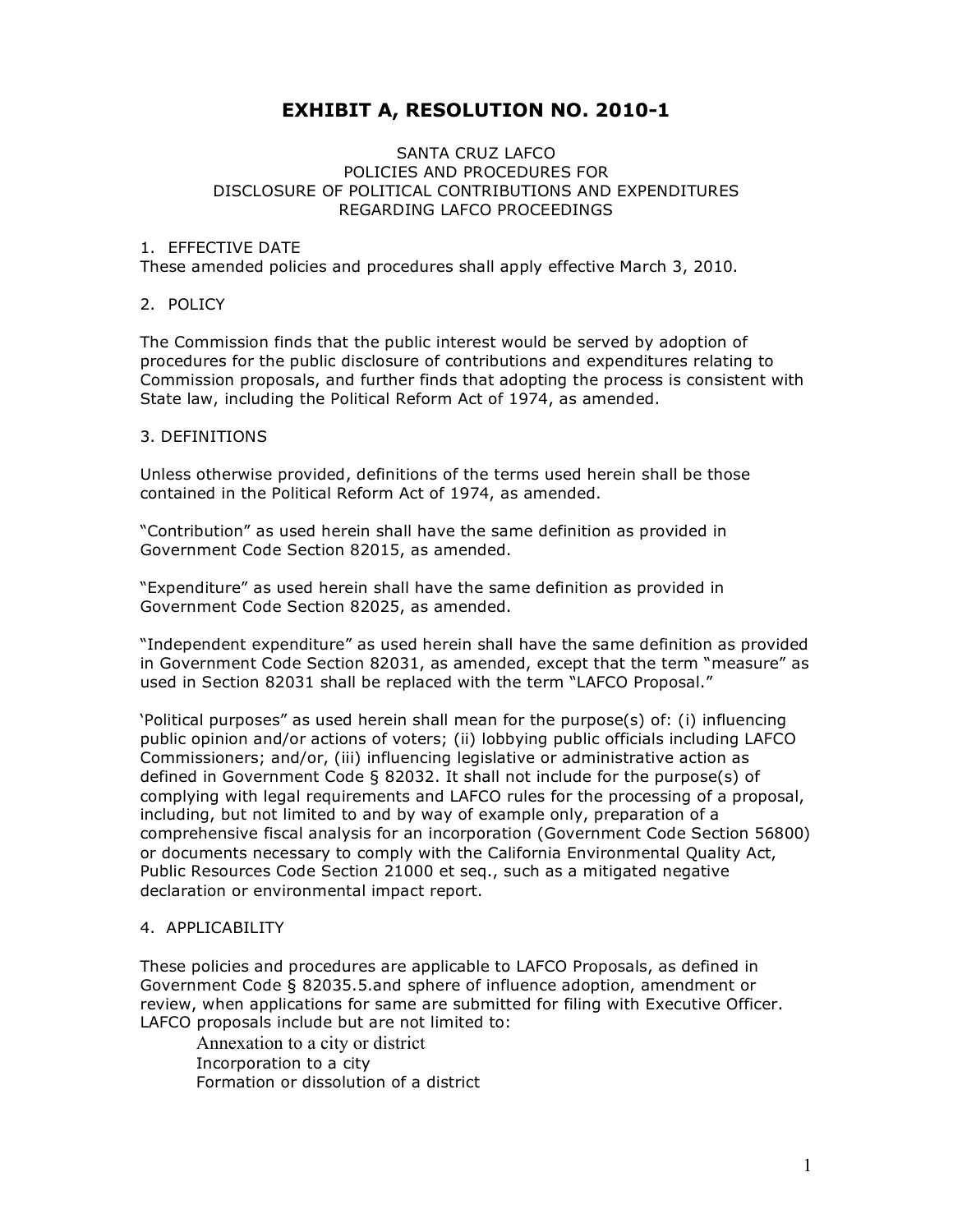# EXHIBIT A, RESOLUTION NO. 2010-1

SANTA CRUZ LAFCO
POLICIES AND PROCEDURES FOR
DISCLOSURE OF POLITICAL CONTRIBUTIONS AND EXPENDITURES
REGARDING LAFCO PROCEEDINGS

1. EFFECTIVE DATE
These amended policies and procedures shall apply effective March 3, 2010.

2. POLICY

The Commission finds that the public interest would be served by adoption of procedures for the public disclosure of contributions and expenditures relating to Commission proposals, and further finds that adopting the process is consistent with State law, including the Political Reform Act of 1974, as amended.

3. DEFINITIONS

Unless otherwise provided, definitions of the terms used herein shall be those contained in the Political Reform Act of 1974, as amended.

"Contribution" as used herein shall have the same definition as provided in Government Code Section 82015, as amended.

"Expenditure" as used herein shall have the same definition as provided in Government Code Section 82025, as amended.

"Independent expenditure" as used herein shall have the same definition as provided in Government Code Section 82031, as amended, except that the term "measure" as used in Section 82031 shall be replaced with the term "LAFCO Proposal."

'Political purposes" as used herein shall mean for the purpose(s) of: (i) influencing public opinion and/or actions of voters; (ii) lobbying public officials including LAFCO Commissioners; and/or, (iii) influencing legislative or administrative action as defined in Government Code § 82032. It shall not include for the purpose(s) of complying with legal requirements and LAFCO rules for the processing of a proposal, including, but not limited to and by way of example only, preparation of a comprehensive fiscal analysis for an incorporation (Government Code Section 56800) or documents necessary to comply with the California Environmental Quality Act, Public Resources Code Section 21000 et seq., such as a mitigated negative declaration or environmental impact report.

4. APPLICABILITY

These policies and procedures are applicable to LAFCO Proposals, as defined in Government Code § 82035.5.and sphere of influence adoption, amendment or review, when applications for same are submitted for filing with Executive Officer. LAFCO proposals include but are not limited to:

- Annexation to a city or district
- Incorporation to a city
- Formation or dissolution of a district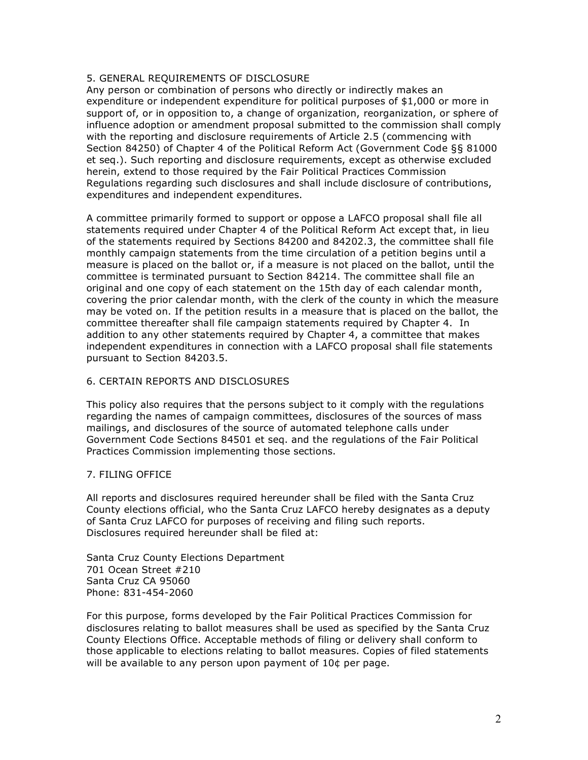## 5. GENERAL REQUIREMENTS OF DISCLOSURE

Any person or combination of persons who directly or indirectly makes an expenditure or independent expenditure for political purposes of $1,000 or more in support of, or in opposition to, a change of organization, reorganization, or sphere of influence adoption or amendment proposal submitted to the commission shall comply with the reporting and disclosure requirements of Article 2.5 (commencing with Section 84250) of Chapter 4 of the Political Reform Act (Government Code §§ 81000 et seq.). Such reporting and disclosure requirements, except as otherwise excluded herein, extend to those required by the Fair Political Practices Commission Regulations regarding such disclosures and shall include disclosure of contributions, expenditures and independent expenditures.

A committee primarily formed to support or oppose a LAFCO proposal shall file all statements required under Chapter 4 of the Political Reform Act except that, in lieu of the statements required by Sections 84200 and 84202.3, the committee shall file monthly campaign statements from the time circulation of a petition begins until a measure is placed on the ballot or, if a measure is not placed on the ballot, until the committee is terminated pursuant to Section 84214. The committee shall file an original and one copy of each statement on the 15th day of each calendar month, covering the prior calendar month, with the clerk of the county in which the measure may be voted on. If the petition results in a measure that is placed on the ballot, the committee thereafter shall file campaign statements required by Chapter 4. In addition to any other statements required by Chapter 4, a committee that makes independent expenditures in connection with a LAFCO proposal shall file statements pursuant to Section 84203.5.

## 6. CERTAIN REPORTS AND DISCLOSURES

This policy also requires that the persons subject to it comply with the regulations regarding the names of campaign committees, disclosures of the sources of mass mailings, and disclosures of the source of automated telephone calls under Government Code Sections 84501 et seq. and the regulations of the Fair Political Practices Commission implementing those sections.

## 7. FILING OFFICE

All reports and disclosures required hereunder shall be filed with the Santa Cruz County elections official, who the Santa Cruz LAFCO hereby designates as a deputy of Santa Cruz LAFCO for purposes of receiving and filing such reports. Disclosures required hereunder shall be filed at:

Santa Cruz County Elections Department
701 Ocean Street #210
Santa Cruz CA 95060
Phone: 831-454-2060

For this purpose, forms developed by the Fair Political Practices Commission for disclosures relating to ballot measures shall be used as specified by the Santa Cruz County Elections Office. Acceptable methods of filing or delivery shall conform to those applicable to elections relating to ballot measures. Copies of filed statements will be available to any person upon payment of 10¢ per page.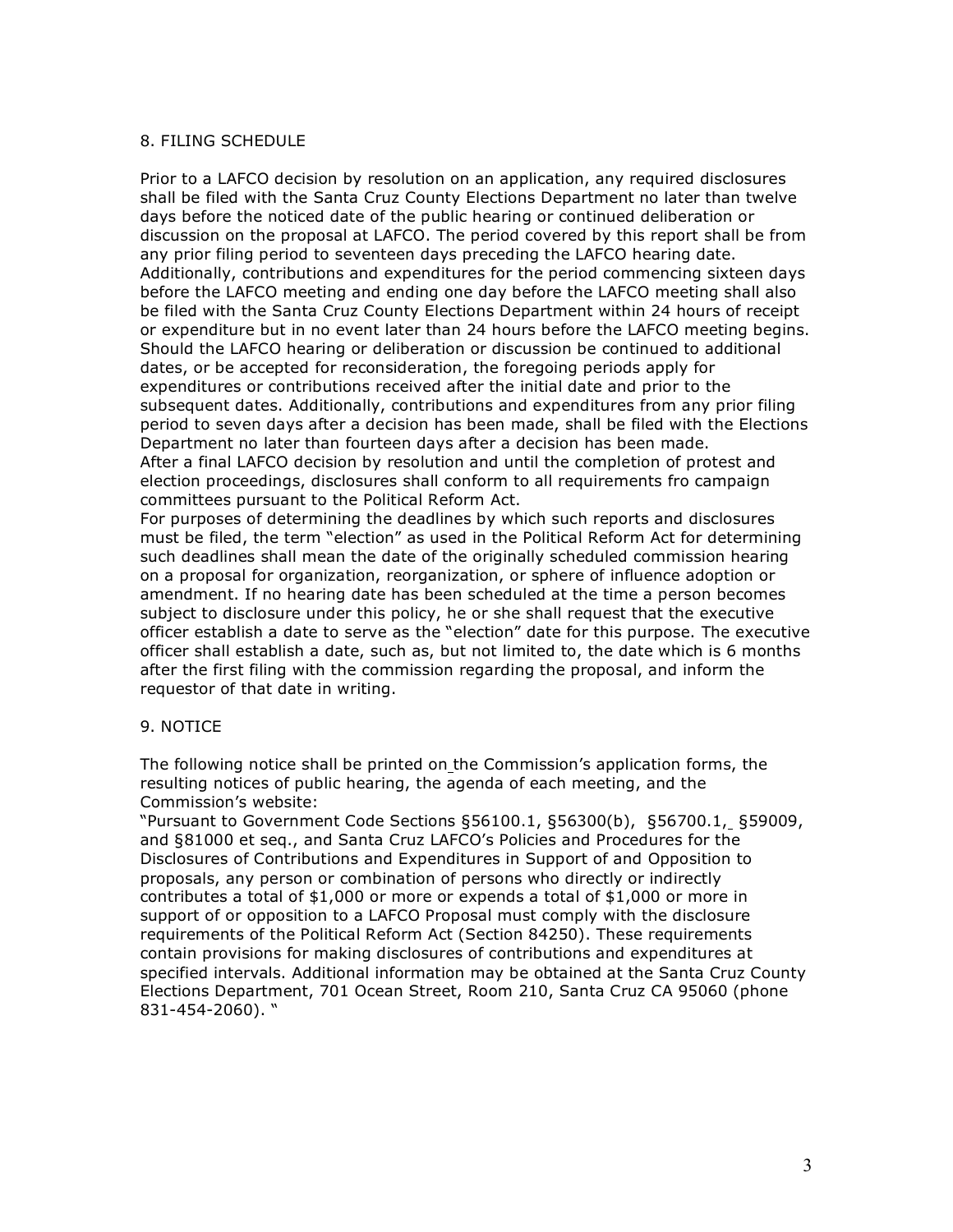## 8. FILING SCHEDULE

Prior to a LAFCO decision by resolution on an application, any required disclosures shall be filed with the Santa Cruz County Elections Department no later than twelve days before the noticed date of the public hearing or continued deliberation or discussion on the proposal at LAFCO. The period covered by this report shall be from any prior filing period to seventeen days preceding the LAFCO hearing date. Additionally, contributions and expenditures for the period commencing sixteen days before the LAFCO meeting and ending one day before the LAFCO meeting shall also be filed with the Santa Cruz County Elections Department within 24 hours of receipt or expenditure but in no event later than 24 hours before the LAFCO meeting begins. Should the LAFCO hearing or deliberation or discussion be continued to additional dates, or be accepted for reconsideration, the foregoing periods apply for expenditures or contributions received after the initial date and prior to the subsequent dates. Additionally, contributions and expenditures from any prior filing period to seven days after a decision has been made, shall be filed with the Elections Department no later than fourteen days after a decision has been made.

After a final LAFCO decision by resolution and until the completion of protest and election proceedings, disclosures shall conform to all requirements fro campaign committees pursuant to the Political Reform Act.

For purposes of determining the deadlines by which such reports and disclosures must be filed, the term "election" as used in the Political Reform Act for determining such deadlines shall mean the date of the originally scheduled commission hearing on a proposal for organization, reorganization, or sphere of influence adoption or amendment. If no hearing date has been scheduled at the time a person becomes subject to disclosure under this policy, he or she shall request that the executive officer establish a date to serve as the "election" date for this purpose. The executive officer shall establish a date, such as, but not limited to, the date which is 6 months after the first filing with the commission regarding the proposal, and inform the requestor of that date in writing.

## 9. NOTICE

The following notice shall be printed on the Commission's application forms, the resulting notices of public hearing, the agenda of each meeting, and the Commission's website:

"Pursuant to Government Code Sections §56100.1, §56300(b), §56700.1, §59009, and §81000 et seq., and Santa Cruz LAFCO's Policies and Procedures for the Disclosures of Contributions and Expenditures in Support of and Opposition to proposals, any person or combination of persons who directly or indirectly contributes a total of $1,000 or more or expends a total of $1,000 or more in support of or opposition to a LAFCO Proposal must comply with the disclosure requirements of the Political Reform Act (Section 84250). These requirements contain provisions for making disclosures of contributions and expenditures at specified intervals. Additional information may be obtained at the Santa Cruz County Elections Department, 701 Ocean Street, Room 210, Santa Cruz CA 95060 (phone 831-454-2060). "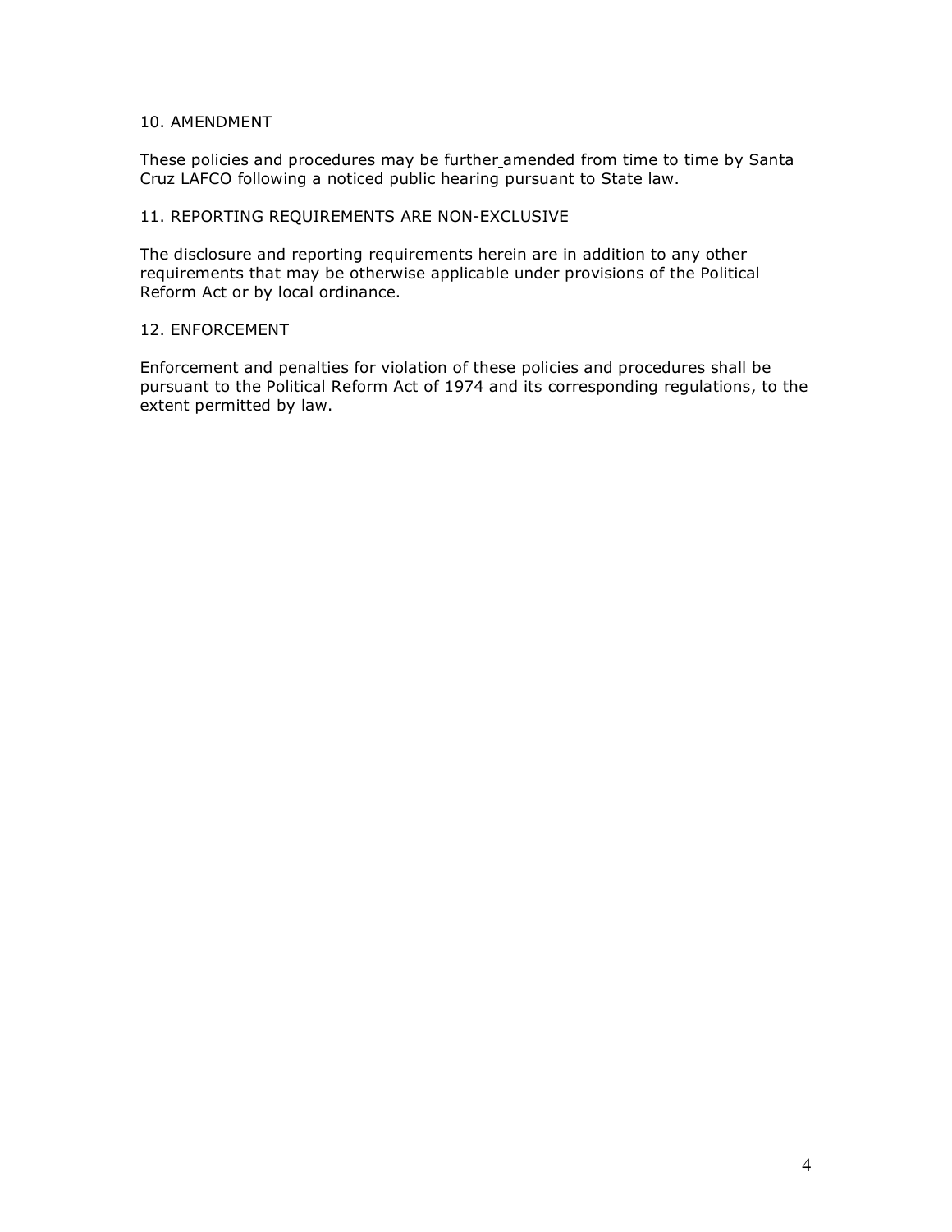10. AMENDMENT

These policies and procedures may be further amended from time to time by Santa Cruz LAFCO following a noticed public hearing pursuant to State law.

11. REPORTING REQUIREMENTS ARE NON-EXCLUSIVE

The disclosure and reporting requirements herein are in addition to any other requirements that may be otherwise applicable under provisions of the Political Reform Act or by local ordinance.

12. ENFORCEMENT

Enforcement and penalties for violation of these policies and procedures shall be pursuant to the Political Reform Act of 1974 and its corresponding regulations, to the extent permitted by law.